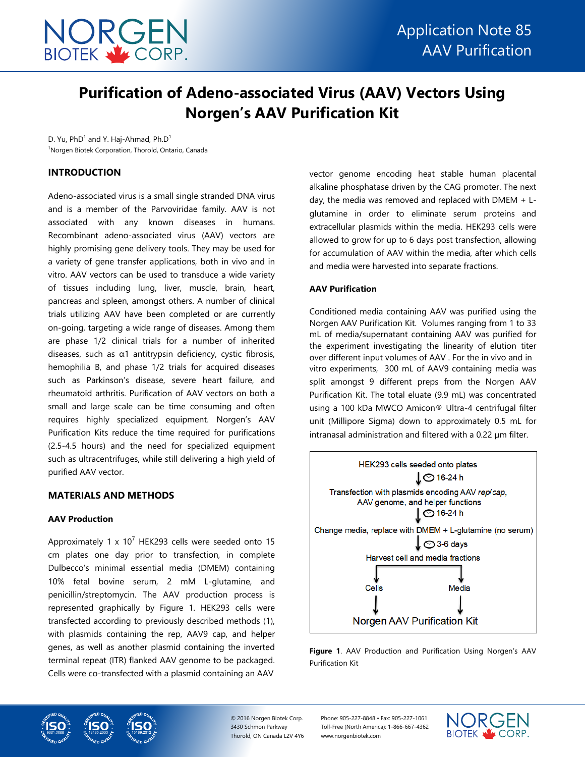# Purification of Adeno-associated Virus (AAV) Vectors Using Norgen's AAV Purification Kit

D. Yu, PhD[1] and Y. Haj-Ahmad, Ph.D[1]
[1]Norgen Biotek Corporation, Thorold, Ontario, Canada

## INTRODUCTION

Adeno-associated virus is a small single stranded DNA virus and is a member of the Parvoviridae family. AAV is not associated with any known diseases in humans. Recombinant adeno-associated virus (AAV) vectors are highly promising gene delivery tools. They may be used for a variety of gene transfer applications, both in vivo and in vitro. AAV vectors can be used to transduce a wide variety of tissues including lung, liver, muscle, brain, heart, pancreas and spleen, amongst others. A number of clinical trials utilizing AAV have been completed or are currently on-going, targeting a wide range of diseases. Among them are phase 1/2 clinical trials for a number of inherited diseases, such as α1 antitrypsin deficiency, cystic fibrosis, hemophilia B, and phase 1/2 trials for acquired diseases such as Parkinson's disease, severe heart failure, and rheumatoid arthritis. Purification of AAV vectors on both a small and large scale can be time consuming and often requires highly specialized equipment. Norgen's AAV Purification Kits reduce the time required for purifications (2.5-4.5 hours) and the need for specialized equipment such as ultracentrifuges, while still delivering a high yield of purified AAV vector.

## MATERIALS AND METHODS

### AAV Production

Approximately 1 x $10^7$ HEK293 cells were seeded onto 15 cm plates one day prior to transfection, in complete Dulbecco's minimal essential media (DMEM) containing 10% fetal bovine serum, 2 mM L-glutamine, and penicillin/streptomycin. The AAV production process is represented graphically by Figure 1. HEK293 cells were transfected according to previously described methods (1), with plasmids containing the rep, AAV9 cap, and helper genes, as well as another plasmid containing the inverted terminal repeat (ITR) flanked AAV genome to be packaged. Cells were co-transfected with a plasmid containing an AAV vector genome encoding heat stable human placental alkaline phosphatase driven by the CAG promoter. The next day, the media was removed and replaced with DMEM + L-glutamine in order to eliminate serum proteins and extracellular plasmids within the media. HEK293 cells were allowed to grow for up to 6 days post transfection, allowing for accumulation of AAV within the media, after which cells and media were harvested into separate fractions.

### AAV Purification

Conditioned media containing AAV was purified using the Norgen AAV Purification Kit. Volumes ranging from 1 to 33 mL of media/supernatant containing AAV was purified for the experiment investigating the linearity of elution titer over different input volumes of AAV . For the in vivo and in vitro experiments, 300 mL of AAV9 containing media was split amongst 9 different preps from the Norgen AAV Purification Kit. The total eluate (9.9 mL) was concentrated using a 100 kDa MWCO Amicon® Ultra-4 centrifugal filter unit (Millipore Sigma) down to approximately 0.5 mL for intranasal administration and filtered with a 0.22 µm filter.

HEK293 cells seeded onto plates
↓ 16-24 h
Transfection with plasmids encoding AAV *rep/cap*, AAV genome, and helper functions
↓ 16-24 h
Change media, replace with DMEM + L-glutamine (no serum)
↓ 3-6 days
Harvest cell and media fractions
↓ Cells → Norgen AAV Purification Kit
↓ Media → Norgen AAV Purification Kit

**Figure 1**. AAV Production and Purification Using Norgen's AAV Purification Kit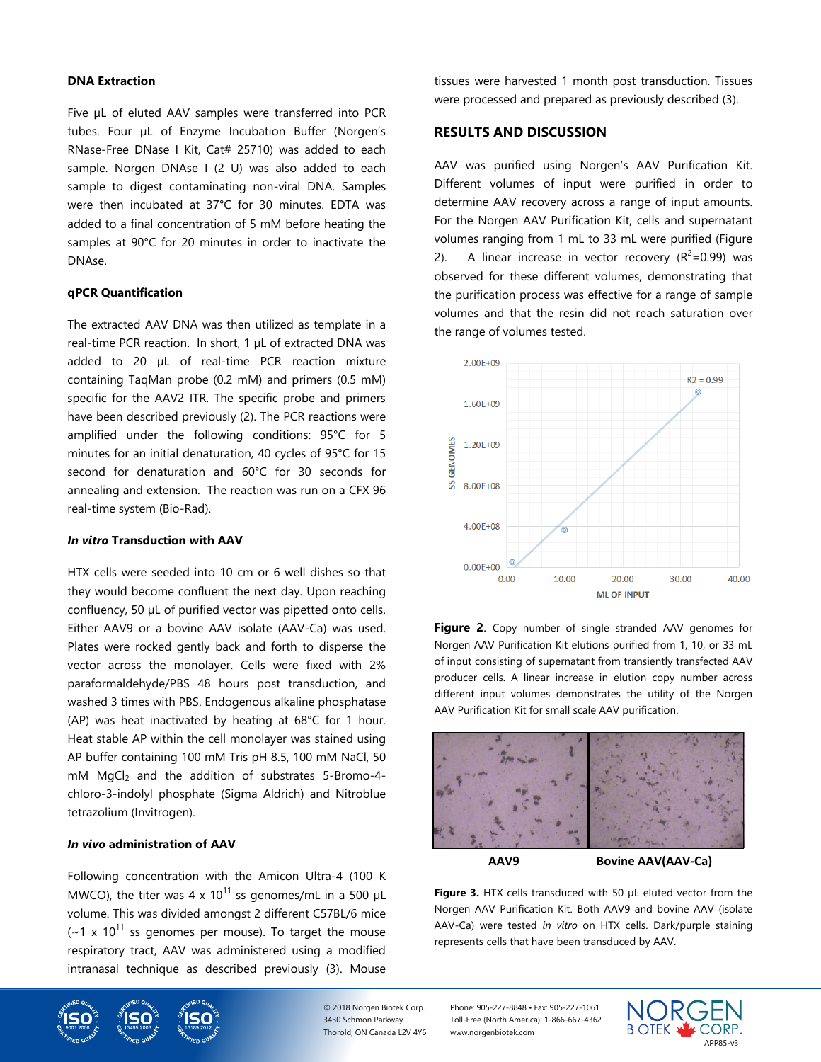### DNA Extraction

Five µL of eluted AAV samples were transferred into PCR tubes. Four µL of Enzyme Incubation Buffer (Norgen's RNase-Free DNase I Kit, Cat# 25710) was added to each sample. Norgen DNAse I (2 U) was also added to each sample to digest contaminating non-viral DNA. Samples were then incubated at 37°C for 30 minutes. EDTA was added to a final concentration of 5 mM before heating the samples at 90°C for 20 minutes in order to inactivate the DNAse.

### qPCR Quantification

The extracted AAV DNA was then utilized as template in a real-time PCR reaction. In short, 1 µL of extracted DNA was added to 20 µL of real-time PCR reaction mixture containing TaqMan probe (0.2 mM) and primers (0.5 mM) specific for the AAV2 ITR. The specific probe and primers have been described previously (2). The PCR reactions were amplified under the following conditions: 95°C for 5 minutes for an initial denaturation, 40 cycles of 95°C for 15 second for denaturation and 60°C for 30 seconds for annealing and extension. The reaction was run on a CFX 96 real-time system (Bio-Rad).

### *In vitro* Transduction with AAV

HTX cells were seeded into 10 cm or 6 well dishes so that they would become confluent the next day. Upon reaching confluency, 50 µL of purified vector was pipetted onto cells. Either AAV9 or a bovine AAV isolate (AAV-Ca) was used. Plates were rocked gently back and forth to disperse the vector across the monolayer. Cells were fixed with 2% paraformaldehyde/PBS 48 hours post transduction, and washed 3 times with PBS. Endogenous alkaline phosphatase (AP) was heat inactivated by heating at 68°C for 1 hour. Heat stable AP within the cell monolayer was stained using AP buffer containing 100 mM Tris pH 8.5, 100 mM NaCl, 50 mM $MgCl_2$ and the addition of substrates 5-Bromo-4-chloro-3-indolyl phosphate (Sigma Aldrich) and Nitroblue tetrazolium (Invitrogen).

### *In vivo* administration of AAV

Following concentration with the Amicon Ultra-4 (100 K MWCO), the titer was 4 x $10^{11}$ ss genomes/mL in a 500 µL volume. This was divided amongst 2 different C57BL/6 mice (~1 x $10^{11}$ ss genomes per mouse). To target the mouse respiratory tract, AAV was administered using a modified intranasal technique as described previously (3). Mouse tissues were harvested 1 month post transduction. Tissues were processed and prepared as previously described (3).

## RESULTS AND DISCUSSION

AAV was purified using Norgen's AAV Purification Kit. Different volumes of input were purified in order to determine AAV recovery across a range of input amounts. For the Norgen AAV Purification Kit, cells and supernatant volumes ranging from 1 mL to 33 mL were purified (Figure 2). A linear increase in vector recovery ($R^2$=0.99) was observed for these different volumes, demonstrating that the purification process was effective for a range of sample volumes and that the resin did not reach saturation over the range of volumes tested.

**Figure 2**. Copy number of single stranded AAV genomes for Norgen AAV Purification Kit elutions purified from 1, 10, or 33 mL of input consisting of supernatant from transiently transfected AAV producer cells. A linear increase in elution copy number across different input volumes demonstrates the utility of the Norgen AAV Purification Kit for small scale AAV purification.

AAV9 Bovine AAV(AAV-Ca)

**Figure 3.** HTX cells transduced with 50 µL eluted vector from the Norgen AAV Purification Kit. Both AAV9 and bovine AAV (isolate AAV-Ca) were tested *in vitro* on HTX cells. Dark/purple staining represents cells that have been transduced by AAV.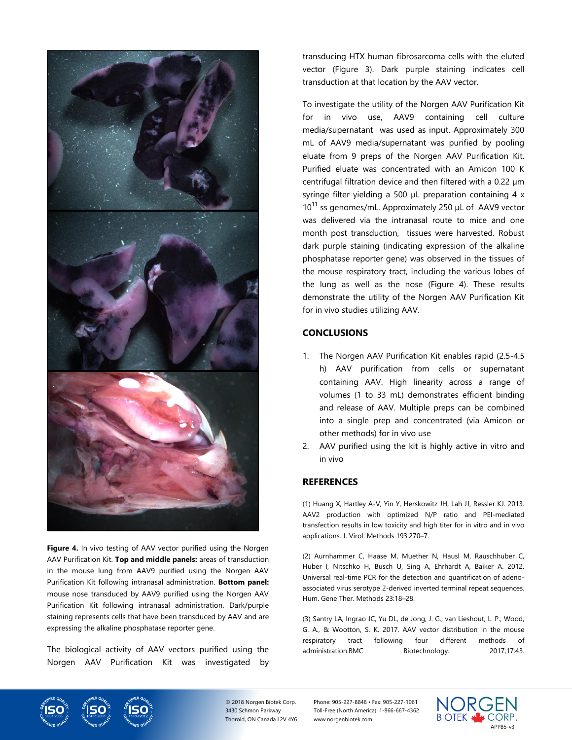**Figure 4.** In vivo testing of AAV vector purified using the Norgen AAV Purification Kit. **Top and middle panels:** areas of transduction in the mouse lung from AAV9 purified using the Norgen AAV Purification Kit following intranasal administration. **Bottom panel:** mouse nose transduced by AAV9 purified using the Norgen AAV Purification Kit following intranasal administration. Dark/purple staining represents cells that have been transduced by AAV and are expressing the alkaline phosphatase reporter gene.

The biological activity of AAV vectors purified using the Norgen AAV Purification Kit was investigated by transducing HTX human fibrosarcoma cells with the eluted vector (Figure 3). Dark purple staining indicates cell transduction at that location by the AAV vector.

To investigate the utility of the Norgen AAV Purification Kit for in vivo use, AAV9 containing cell culture media/supernatant was used as input. Approximately 300 mL of AAV9 media/supernatant was purified by pooling eluate from 9 preps of the Norgen AAV Purification Kit. Purified eluate was concentrated with an Amicon 100 K centrifugal filtration device and then filtered with a 0.22 µm syringe filter yielding a 500 µL preparation containing 4 x $10^{11}$ ss genomes/mL. Approximately 250 µL of AAV9 vector was delivered via the intranasal route to mice and one month post transduction, tissues were harvested. Robust dark purple staining (indicating expression of the alkaline phosphatase reporter gene) was observed in the tissues of the mouse respiratory tract, including the various lobes of the lung as well as the nose (Figure 4). These results demonstrate the utility of the Norgen AAV Purification Kit for in vivo studies utilizing AAV.

## CONCLUSIONS

1. The Norgen AAV Purification Kit enables rapid (2.5-4.5 h) AAV purification from cells or supernatant containing AAV. High linearity across a range of volumes (1 to 33 mL) demonstrates efficient binding and release of AAV. Multiple preps can be combined into a single prep and concentrated (via Amicon or other methods) for in vivo use
2. AAV purified using the kit is highly active in vitro and in vivo

## REFERENCES

(1) Huang X, Hartley A-V, Yin Y, Herskowitz JH, Lah JJ, Ressler KJ. 2013. AAV2 production with optimized N/P ratio and PEI-mediated transfection results in low toxicity and high titer for in vitro and in vivo applications. J. Virol. Methods 193:270–7.

(2) Aurnhammer C, Haase M, Muether N, Hausl M, Rauschhuber C, Huber I, Nitschko H, Busch U, Sing A, Ehrhardt A, Baiker A. 2012. Universal real-time PCR for the detection and quantification of adeno-associated virus serotype 2-derived inverted terminal repeat sequences. Hum. Gene Ther. Methods 23:18–28.

(3) Santry LA, Ingrao JC, Yu DL, de Jong, J. G., van Lieshout, L. P., Wood, G. A., & Wootton, S. K. 2017. AAV vector distribution in the mouse respiratory tract following four different methods of administration.BMC Biotechnology. 2017;17:43.

© 2018 Norgen Biotek Corp.
3430 Schmon Parkway
Thorold, ON Canada L2V 4Y6

Phone: 905-227-8848 • Fax: 905-227-1061
Toll-Free (North America): 1-866-667-4362
www.norgenbiotek.com

APP85-v3